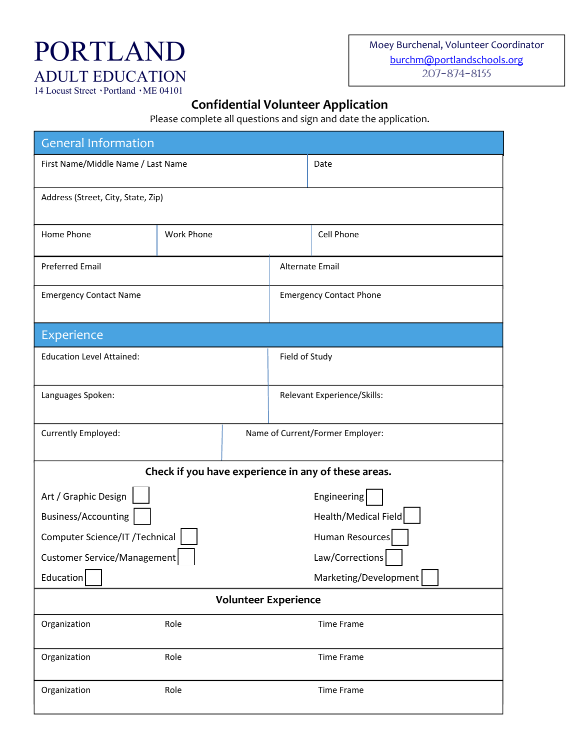# PORTLAND
## ADULT EDUCATION
14 Locust Street • Portland • ME 04101

Moey Burchenal, Volunteer Coordinator
burchm@portlandschools.org
207-874-8155

**Confidential Volunteer Application**

Please complete all questions and sign and date the application.

## General Information

| First Name/Middle Name / Last Name | | Date |
|---|---|---|
| Address (Street, City, State, Zip) | | |
| Home Phone | Work Phone | Cell Phone |
| Preferred Email | Alternate Email | |
| Emergency Contact Name | Emergency Contact Phone | |

## Experience

| Education Level Attained: | Field of Study |
|---|---|
| Languages Spoken: | Relevant Experience/Skills: |
| Currently Employed: | Name of Current/Former Employer: |

**Check if you have experience in any of these areas.**

- Art / Graphic Design ☐
- Business/Accounting ☐
- Computer Science/IT /Technical ☐
- Customer Service/Management ☐
- Education ☐
- Engineering ☐
- Health/Medical Field ☐
- Human Resources ☐
- Law/Corrections ☐
- Marketing/Development ☐

**Volunteer Experience**

| Organization | Role | Time Frame |
|---|---|---|
| Organization | Role | Time Frame |
| Organization | Role | Time Frame |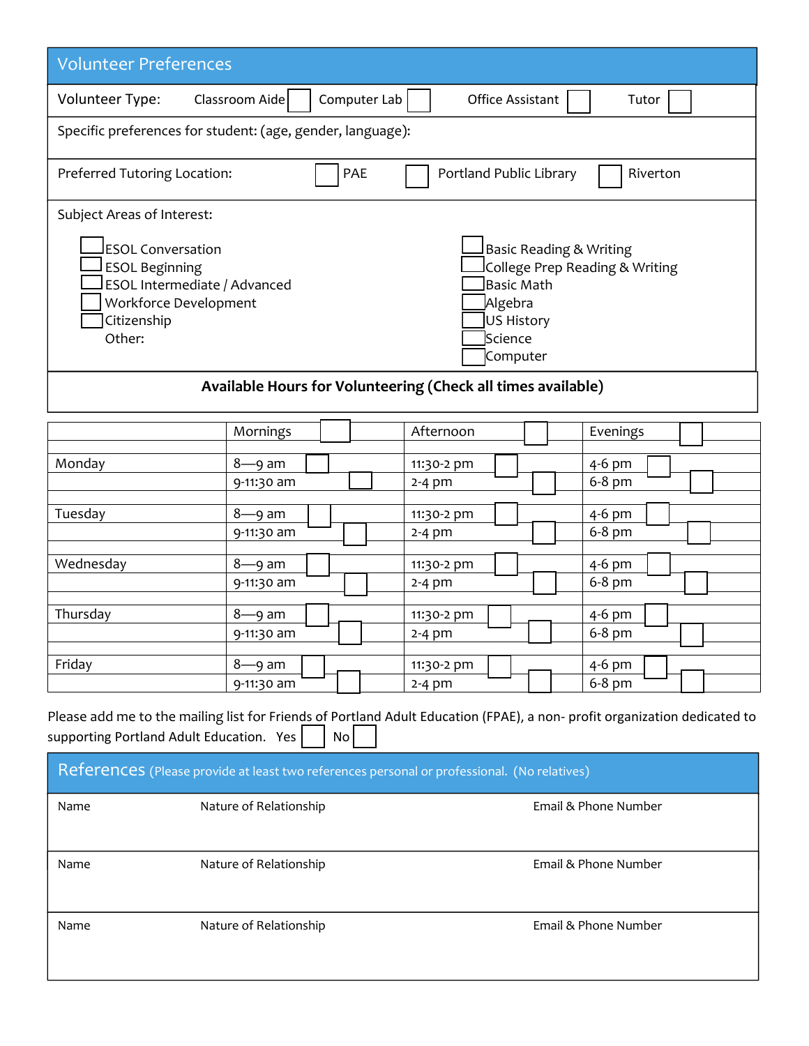## Volunteer Preferences

Volunteer Type: Classroom Aide ☐ Computer Lab ☐ Office Assistant ☐ Tutor ☐

Specific preferences for student: (age, gender, language):

Preferred Tutoring Location: ☐ PAE ☐ Portland Public Library ☐ Riverton

Subject Areas of Interest:

- ☐ ESOL Conversation
- ☐ ESOL Beginning
- ☐ ESOL Intermediate / Advanced
- ☐ Workforce Development
- ☐ Citizenship
- Other:

- ☐ Basic Reading & Writing
- ☐ College Prep Reading & Writing
- ☐ Basic Math
- ☐ Algebra
- ☐ US History
- ☐ Science
- ☐ Computer

**Available Hours for Volunteering (Check all times available)**

| | Mornings ☐ | Afternoon ☐ | Evenings ☐ |
|---|---|---|---|
| Monday | 8—9 am ☐ | 11:30-2 pm ☐ | 4-6 pm ☐ |
| | 9-11:30 am ☐ | 2-4 pm ☐ | 6-8 pm ☐ |
| Tuesday | 8—9 am ☐ | 11:30-2 pm ☐ | 4-6 pm ☐ |
| | 9-11:30 am ☐ | 2-4 pm ☐ | 6-8 pm ☐ |
| Wednesday | 8—9 am ☐ | 11:30-2 pm ☐ | 4-6 pm ☐ |
| | 9-11:30 am ☐ | 2-4 pm ☐ | 6-8 pm ☐ |
| Thursday | 8—9 am ☐ | 11:30-2 pm ☐ | 4-6 pm ☐ |
| | 9-11:30 am ☐ | 2-4 pm ☐ | 6-8 pm ☐ |
| Friday | 8—9 am ☐ | 11:30-2 pm ☐ | 4-6 pm ☐ |
| | 9-11:30 am ☐ | 2-4 pm ☐ | 6-8 pm ☐ |

Please add me to the mailing list for Friends of Portland Adult Education (FPAE), a non- profit organization dedicated to supporting Portland Adult Education. Yes ☐ No ☐

## References (Please provide at least two references personal or professional. (No relatives))

| Name | Nature of Relationship | Email & Phone Number |
|---|---|---|
| Name | Nature of Relationship | Email & Phone Number |
| Name | Nature of Relationship | Email & Phone Number |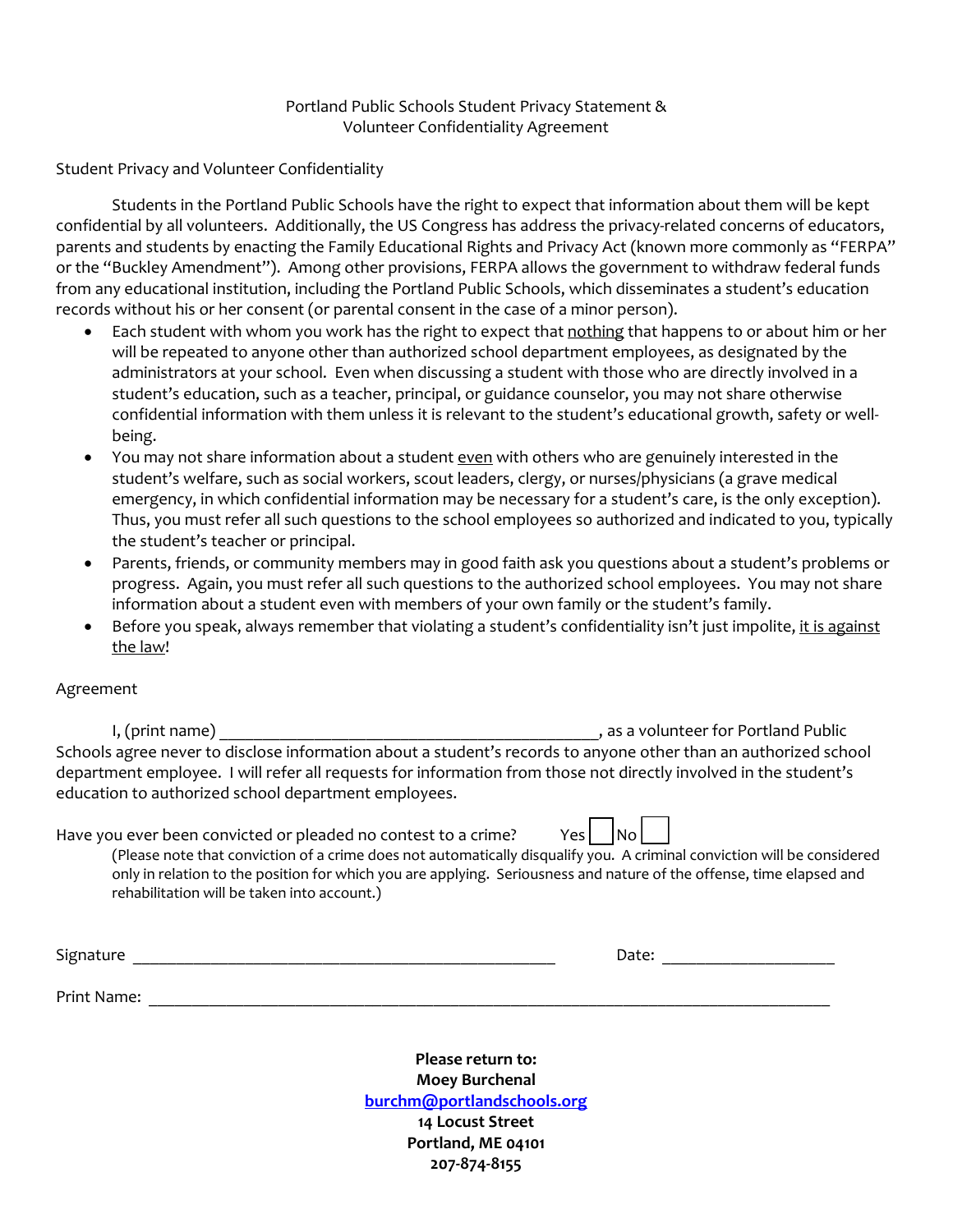# Portland Public Schools Student Privacy Statement & Volunteer Confidentiality Agreement

## Student Privacy and Volunteer Confidentiality

Students in the Portland Public Schools have the right to expect that information about them will be kept confidential by all volunteers. Additionally, the US Congress has address the privacy-related concerns of educators, parents and students by enacting the Family Educational Rights and Privacy Act (known more commonly as "FERPA" or the "Buckley Amendment"). Among other provisions, FERPA allows the government to withdraw federal funds from any educational institution, including the Portland Public Schools, which disseminates a student's education records without his or her consent (or parental consent in the case of a minor person).

- Each student with whom you work has the right to expect that <u>nothing</u> that happens to or about him or her will be repeated to anyone other than authorized school department employees, as designated by the administrators at your school. Even when discussing a student with those who are directly involved in a student's education, such as a teacher, principal, or guidance counselor, you may not share otherwise confidential information with them unless it is relevant to the student's educational growth, safety or well-being.
- You may not share information about a student <u>even</u> with others who are genuinely interested in the student's welfare, such as social workers, scout leaders, clergy, or nurses/physicians (a grave medical emergency, in which confidential information may be necessary for a student's care, is the only exception). Thus, you must refer all such questions to the school employees so authorized and indicated to you, typically the student's teacher or principal.
- Parents, friends, or community members may in good faith ask you questions about a student's problems or progress. Again, you must refer all such questions to the authorized school employees. You may not share information about a student even with members of your own family or the student's family.
- Before you speak, always remember that violating a student's confidentiality isn't just impolite, <u>it is against the law</u>!

## Agreement

I, (print name) ____________________________________________, as a volunteer for Portland Public Schools agree never to disclose information about a student's records to anyone other than an authorized school department employee. I will refer all requests for information from those not directly involved in the student's education to authorized school department employees.

Have you ever been convicted or pleaded no contest to a crime? Yes ☐ No ☐

(Please note that conviction of a crime does not automatically disqualify you. A criminal conviction will be considered only in relation to the position for which you are applying. Seriousness and nature of the offense, time elapsed and rehabilitation will be taken into account.)

Signature __________________________________________________ Date: ____________________

Print Name: ________________________________________________________________________________

**Please return to:**
**Moey Burchenal**
**burchm@portlandschools.org**
**14 Locust Street**
**Portland, ME 04101**
**207-874-8155**